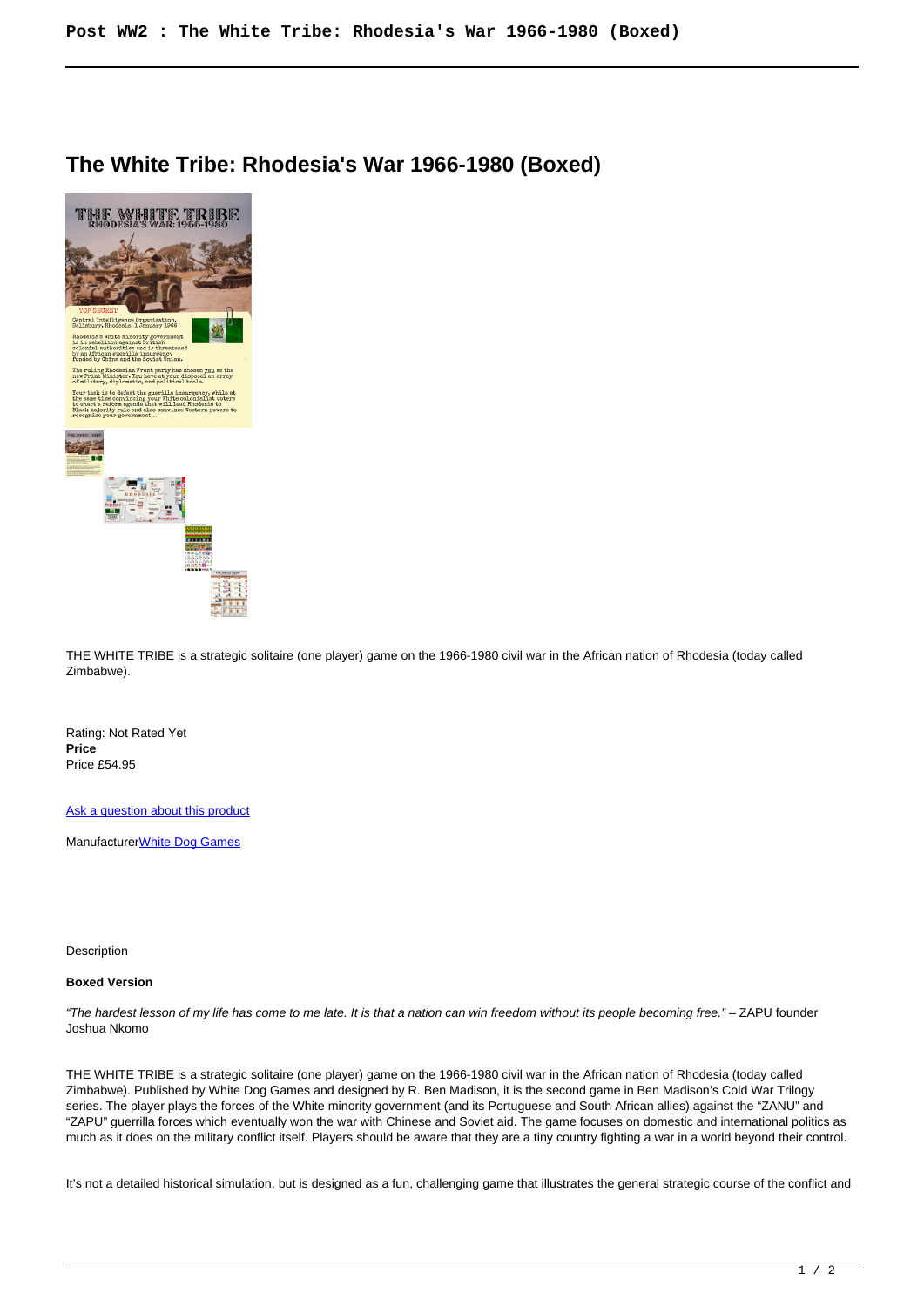# The White Tribe: Rhodesia's War 1966-1980 (Boxed)

THE WHITE TRIBE is a strategic solitaire (one player) game on the 1966-1980 civil war in the African nation of Rhodesia (today called Zimbabwe).

Rating: Not Rated Yet
**Price**
Price £54.95

[Ask a question about this product]

Manufacturer[White Dog Games]

Description

**Boxed Version**

*"The hardest lesson of my life has come to me late. It is that a nation can win freedom without its people becoming free."* – ZAPU founder Joshua Nkomo

THE WHITE TRIBE is a strategic solitaire (one player) game on the 1966-1980 civil war in the African nation of Rhodesia (today called Zimbabwe). Published by White Dog Games and designed by R. Ben Madison, it is the second game in Ben Madison's Cold War Trilogy series. The player plays the forces of the White minority government (and its Portuguese and South African allies) against the "ZANU" and "ZAPU" guerrilla forces which eventually won the war with Chinese and Soviet aid. The game focuses on domestic and international politics as much as it does on the military conflict itself. Players should be aware that they are a tiny country fighting a war in a world beyond their control.

It's not a detailed historical simulation, but is designed as a fun, challenging game that illustrates the general strategic course of the conflict and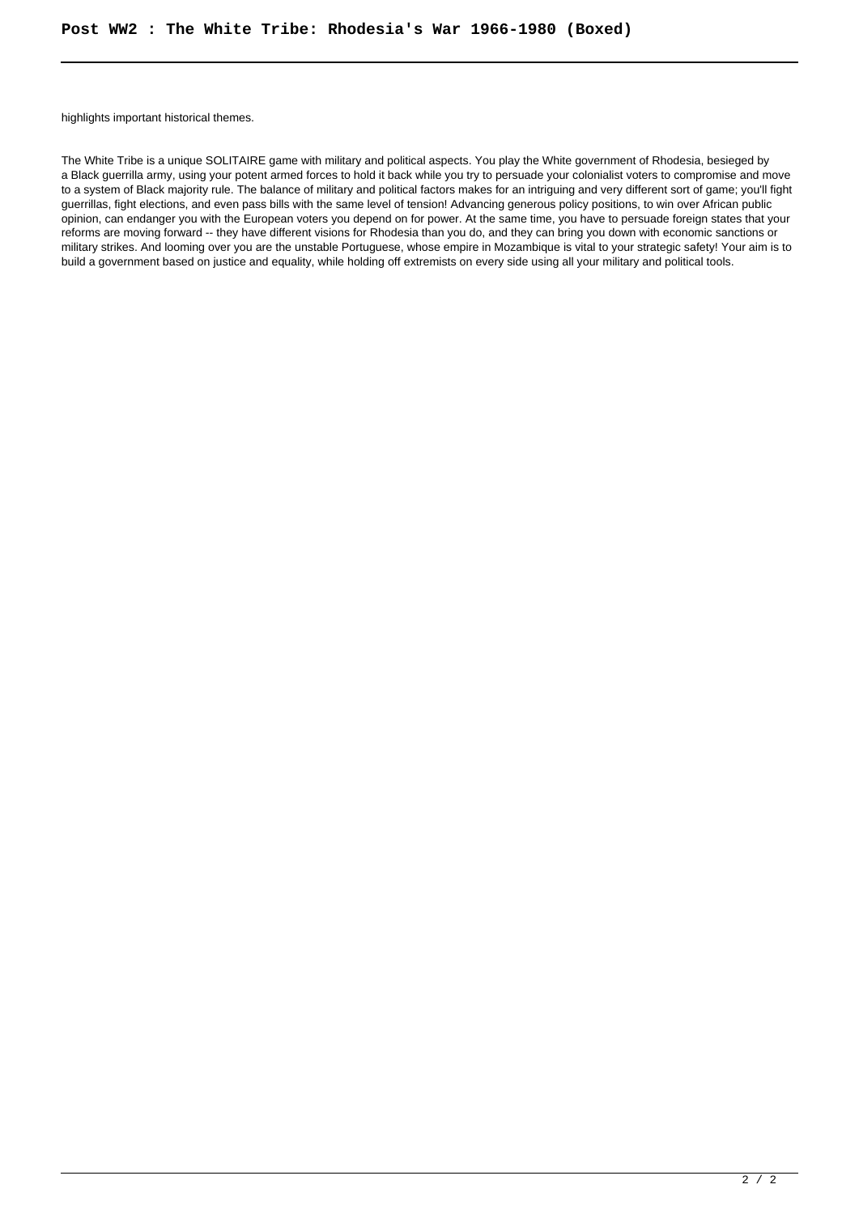highlights important historical themes.

The White Tribe is a unique SOLITAIRE game with military and political aspects. You play the White government of Rhodesia, besieged by a Black guerrilla army, using your potent armed forces to hold it back while you try to persuade your colonialist voters to compromise and move to a system of Black majority rule. The balance of military and political factors makes for an intriguing and very different sort of game; you'll fight guerrillas, fight elections, and even pass bills with the same level of tension! Advancing generous policy positions, to win over African public opinion, can endanger you with the European voters you depend on for power. At the same time, you have to persuade foreign states that your reforms are moving forward -- they have different visions for Rhodesia than you do, and they can bring you down with economic sanctions or military strikes. And looming over you are the unstable Portuguese, whose empire in Mozambique is vital to your strategic safety! Your aim is to build a government based on justice and equality, while holding off extremists on every side using all your military and political tools.